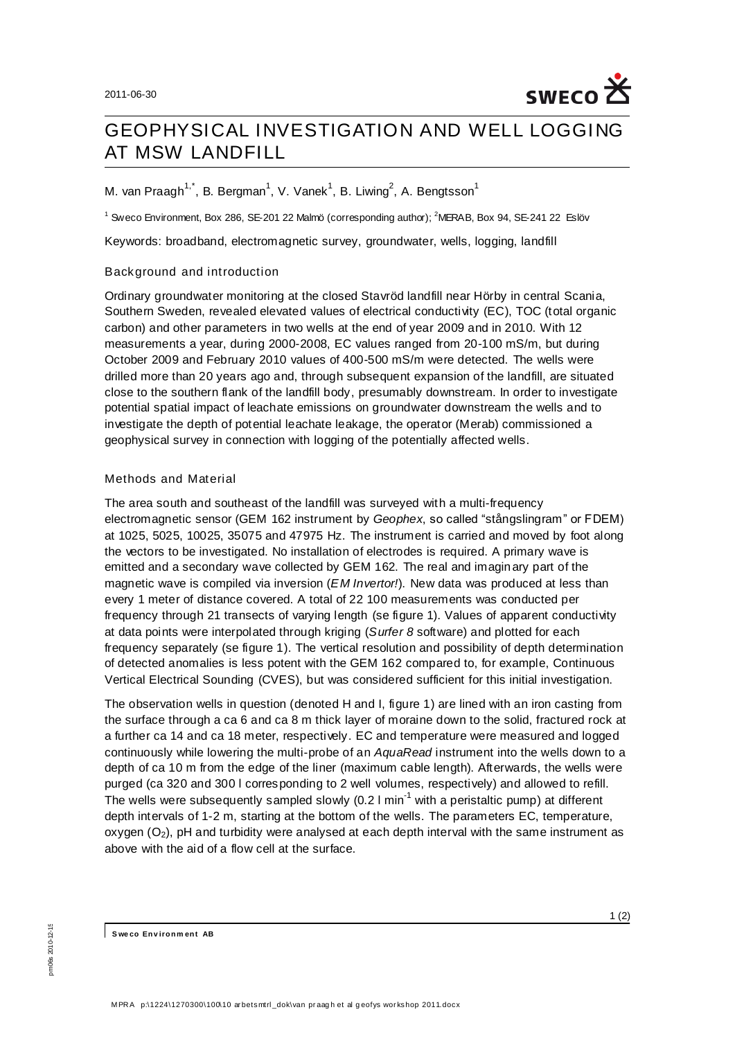2011-06-30

# GEOPHYSICAL INVESTIGATION AND WELL LOGGING AT MSW LANDFILL

M. van Praagh[1,*], B. Bergman[1], V. Vanek[1], B. Liwing[2], A. Bengtsson[1]

[1] Sweco Environment, Box 286, SE-201 22 Malmö (corresponding author); [2]MERAB, Box 94, SE-241 22 Eslöv

Keywords: broadband, electromagnetic survey, groundwater, wells, logging, landfill

## Background and introduction

Ordinary groundwater monitoring at the closed Stavröd landfill near Hörby in central Scania, Southern Sweden, revealed elevated values of electrical conductivity (EC), TOC (total organic carbon) and other parameters in two wells at the end of year 2009 and in 2010. With 12 measurements a year, during 2000-2008, EC values ranged from 20-100 mS/m, but during October 2009 and February 2010 values of 400-500 mS/m were detected. The wells were drilled more than 20 years ago and, through subsequent expansion of the landfill, are situated close to the southern flank of the landfill body, presumably downstream. In order to investigate potential spatial impact of leachate emissions on groundwater downstream the wells and to investigate the depth of potential leachate leakage, the operator (Merab) commissioned a geophysical survey in connection with logging of the potentially affected wells.

## Methods and Material

The area south and southeast of the landfill was surveyed with a multi-frequency electromagnetic sensor (GEM 162 instrument by *Geophex*, so called "stångslingram" or FDEM) at 1025, 5025, 10025, 35075 and 47975 Hz. The instrument is carried and moved by foot along the vectors to be investigated. No installation of electrodes is required. A primary wave is emitted and a secondary wave collected by GEM 162. The real and imaginary part of the magnetic wave is compiled via inversion (*EM Invertor!*). New data was produced at less than every 1 meter of distance covered. A total of 22 100 measurements was conducted per frequency through 21 transects of varying length (se figure 1). Values of apparent conductivity at data points were interpolated through kriging (*Surfer 8* software) and plotted for each frequency separately (se figure 1). The vertical resolution and possibility of depth determination of detected anomalies is less potent with the GEM 162 compared to, for example, Continuous Vertical Electrical Sounding (CVES), but was considered sufficient for this initial investigation.

The observation wells in question (denoted H and I, figure 1) are lined with an iron casting from the surface through a ca 6 and ca 8 m thick layer of moraine down to the solid, fractured rock at a further ca 14 and ca 18 meter, respectively. EC and temperature were measured and logged continuously while lowering the multi-probe of an *AquaRead* instrument into the wells down to a depth of ca 10 m from the edge of the liner (maximum cable length). Afterwards, the wells were purged (ca 320 and 300 l corresponding to 2 well volumes, respectively) and allowed to refill. The wells were subsequently sampled slowly (0.2 l $min^{-1}$ with a peristaltic pump) at different depth intervals of 1-2 m, starting at the bottom of the wells. The parameters EC, temperature, oxygen ($O_2$), pH and turbidity were analysed at each depth interval with the same instrument as above with the aid of a flow cell at the surface.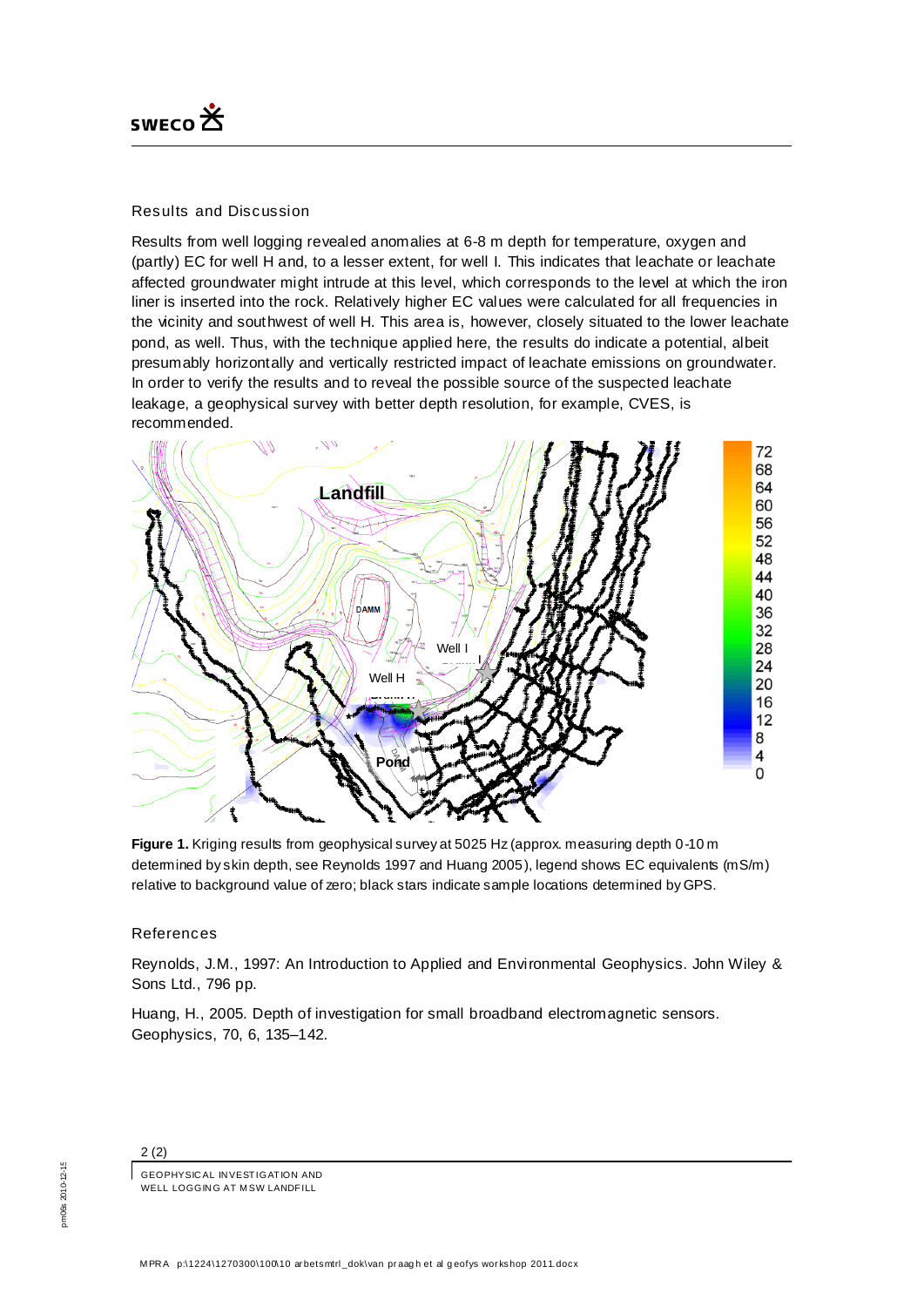## Results and Discussion

Results from well logging revealed anomalies at 6-8 m depth for temperature, oxygen and (partly) EC for well H and, to a lesser extent, for well I. This indicates that leachate or leachate affected groundwater might intrude at this level, which corresponds to the level at which the iron liner is inserted into the rock. Relatively higher EC values were calculated for all frequencies in the vicinity and southwest of well H. This area is, however, closely situated to the lower leachate pond, as well. Thus, with the technique applied here, the results do indicate a potential, albeit presumably horizontally and vertically restricted impact of leachate emissions on groundwater. In order to verify the results and to reveal the possible source of the suspected leachate leakage, a geophysical survey with better depth resolution, for example, CVES, is recommended.

Landfill
DAMM
Well I
Well H
Pond
DAMM

72
68
64
60
56
52
48
44
40
36
32
28
24
20
16
12
8
4
0

**Figure 1.** Kriging results from geophysical survey at 5025 Hz (approx. measuring depth 0-10 m determined by skin depth, see Reynolds 1997 and Huang 2005), legend shows EC equivalents (mS/m) relative to background value of zero; black stars indicate sample locations determined by GPS.

## References

Reynolds, J.M., 1997: An Introduction to Applied and Environmental Geophysics. John Wiley & Sons Ltd., 796 pp.

Huang, H., 2005. Depth of investigation for small broadband electromagnetic sensors. Geophysics, 70, 6, 135–142.